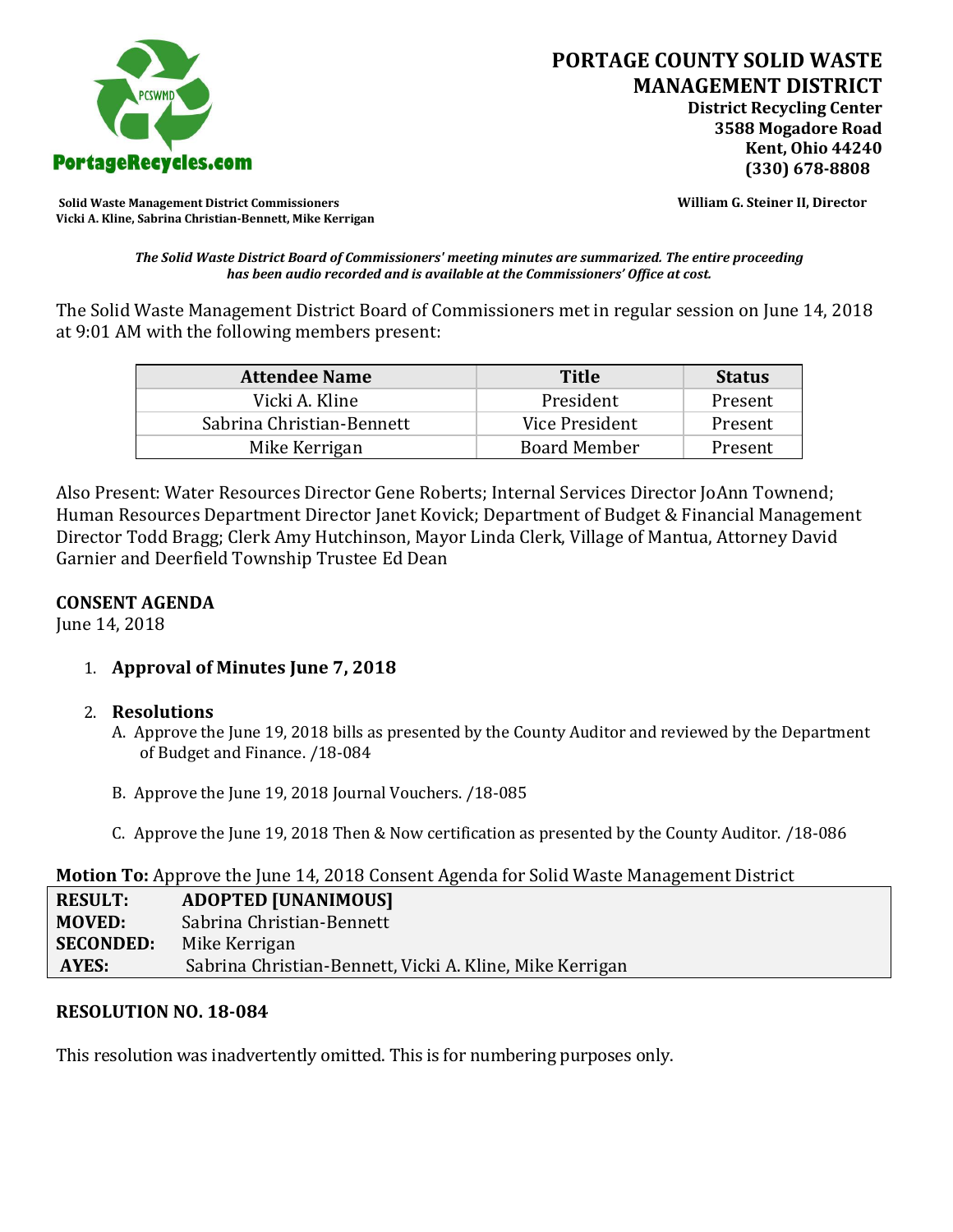# PORTAGE COUNTY SOLID WASTE MANAGEMENT DISTRICT

**District Recycling Center**
**3588 Mogadore Road**
**Kent, Ohio 44240**
**(330) 678-8808**

PortageRecycles.com

**Solid Waste Management District Commissioners**
**Vicki A. Kline, Sabrina Christian-Bennett, Mike Kerrigan**

**William G. Steiner II, Director**

***The Solid Waste District Board of Commissioners' meeting minutes are summarized. The entire proceeding has been audio recorded and is available at the Commissioners' Office at cost.***

The Solid Waste Management District Board of Commissioners met in regular session on June 14, 2018 at 9:01 AM with the following members present:

| Attendee Name | Title | Status |
|---|---|---|
| Vicki A. Kline | President | Present |
| Sabrina Christian-Bennett | Vice President | Present |
| Mike Kerrigan | Board Member | Present |

Also Present: Water Resources Director Gene Roberts; Internal Services Director JoAnn Townend; Human Resources Department Director Janet Kovick; Department of Budget & Financial Management Director Todd Bragg; Clerk Amy Hutchinson, Mayor Linda Clerk, Village of Mantua, Attorney David Garnier and Deerfield Township Trustee Ed Dean

## CONSENT AGENDA

June 14, 2018

1. **Approval of Minutes June 7, 2018**

2. **Resolutions**
   - A. Approve the June 19, 2018 bills as presented by the County Auditor and reviewed by the Department of Budget and Finance. /18-084
   - B. Approve the June 19, 2018 Journal Vouchers. /18-085
   - C. Approve the June 19, 2018 Then & Now certification as presented by the County Auditor. /18-086

**Motion To:** Approve the June 14, 2018 Consent Agenda for Solid Waste Management District

| | |
|---|---|
| **RESULT:** | **ADOPTED [UNANIMOUS]** |
| **MOVED:** | Sabrina Christian-Bennett |
| **SECONDED:** | Mike Kerrigan |
| **AYES:** | Sabrina Christian-Bennett, Vicki A. Kline, Mike Kerrigan |

## RESOLUTION NO. 18-084

This resolution was inadvertently omitted. This is for numbering purposes only.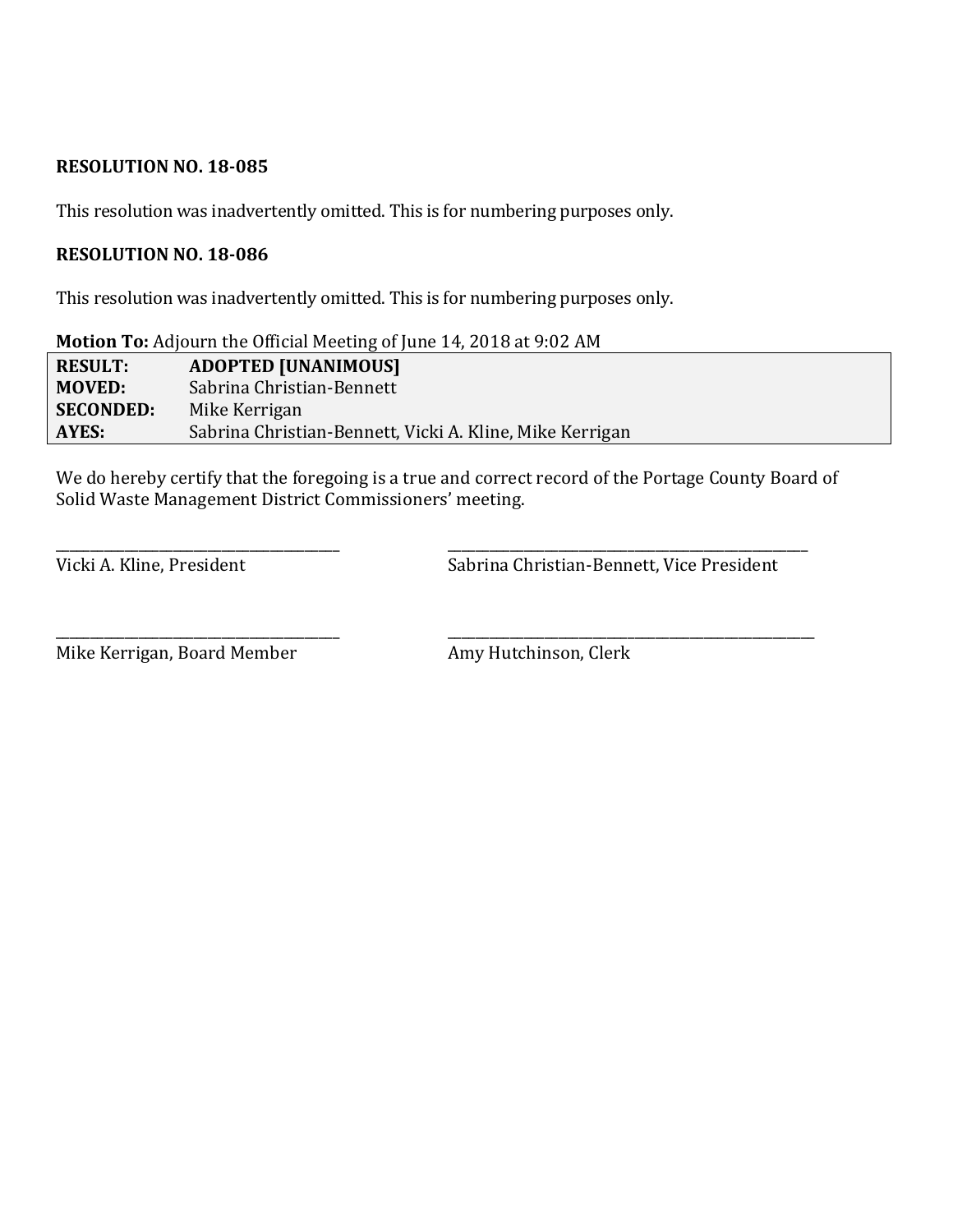**RESOLUTION NO. 18-085**

This resolution was inadvertently omitted. This is for numbering purposes only.

**RESOLUTION NO. 18-086**

This resolution was inadvertently omitted. This is for numbering purposes only.

**Motion To:** Adjourn the Official Meeting of June 14, 2018 at 9:02 AM

| | |
|---|---|
| **RESULT:** | **ADOPTED [UNANIMOUS]** |
| **MOVED:** | Sabrina Christian-Bennett |
| **SECONDED:** | Mike Kerrigan |
| **AYES:** | Sabrina Christian-Bennett, Vicki A. Kline, Mike Kerrigan |

We do hereby certify that the foregoing is a true and correct record of the Portage County Board of Solid Waste Management District Commissioners' meeting.

_______________________________________
Vicki A. Kline, President

_______________________________________
Sabrina Christian-Bennett, Vice President

_______________________________________
Mike Kerrigan, Board Member

_______________________________________
Amy Hutchinson, Clerk